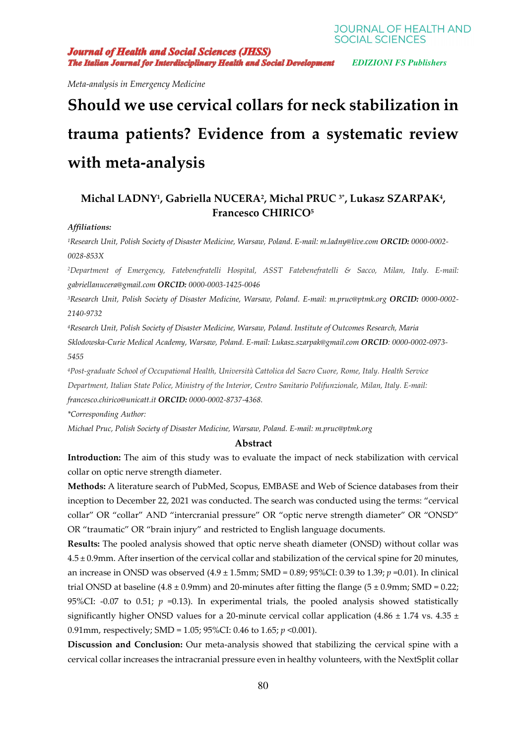*Meta-analysis in Emergency Medicine*

# Should we use cervical collars for neck stabilization in trauma patients? Evidence from a systematic review with meta-analysis

**Michal LADNY[1], Gabriella NUCERA[2], Michal PRUC [3*], Lukasz SZARPAK[4], Francesco CHIRICO[5]**

***Affiliations:***

[1]*Research Unit, Polish Society of Disaster Medicine, Warsaw, Poland. E-mail: m.ladny@live.com* ***ORCID:*** *0000-0002-0028-853X*

[2]*Department of Emergency, Fatebenefratelli Hospital, ASST Fatebenefratelli & Sacco, Milan, Italy. E-mail: gabriellanucera@gmail.com* ***ORCID:*** *0000-0003-1425-0046*

[3]*Research Unit, Polish Society of Disaster Medicine, Warsaw, Poland. E-mail: m.pruc@ptmk.org* ***ORCID:*** *0000-0002-2140-9732*

[4]*Research Unit, Polish Society of Disaster Medicine, Warsaw, Poland. Institute of Outcomes Research, Maria Sklodowska-Curie Medical Academy, Warsaw, Poland. E-mail: Lukasz.szarpak@gmail.com* ***ORCID****: 0000-0002-0973-5455*

[4]*Post-graduate School of Occupational Health, Università Cattolica del Sacro Cuore, Rome, Italy. Health Service Department, Italian State Police, Ministry of the Interior, Centro Sanitario Polifunzionale, Milan, Italy. E-mail: francesco.chirico@unicatt.it* ***ORCID:*** *0000-0002-8737-4368.*

*\*Corresponding Author:*

*Michael Pruc, Polish Society of Disaster Medicine, Warsaw, Poland. E-mail: m.pruc@ptmk.org*

## Abstract

**Introduction:** The aim of this study was to evaluate the impact of neck stabilization with cervical collar on optic nerve strength diameter.

**Methods:** A literature search of PubMed, Scopus, EMBASE and Web of Science databases from their inception to December 22, 2021 was conducted. The search was conducted using the terms: "cervical collar" OR "collar" AND "intercranial pressure" OR "optic nerve strength diameter" OR "ONSD" OR "traumatic" OR "brain injury" and restricted to English language documents.

**Results:** The pooled analysis showed that optic nerve sheath diameter (ONSD) without collar was 4.5 ± 0.9mm. After insertion of the cervical collar and stabilization of the cervical spine for 20 minutes, an increase in ONSD was observed (4.9 ± 1.5mm; SMD = 0.89; 95%CI: 0.39 to 1.39; $p$ =0.01). In clinical trial ONSD at baseline (4.8 ± 0.9mm) and 20-minutes after fitting the flange (5 ± 0.9mm; SMD = 0.22; 95%CI: -0.07 to 0.51; $p$ =0.13). In experimental trials, the pooled analysis showed statistically significantly higher ONSD values for a 20-minute cervical collar application (4.86 ± 1.74 vs. 4.35 ± 0.91mm, respectively; SMD = 1.05; 95%CI: 0.46 to 1.65; $p$ <0.001).

**Discussion and Conclusion:** Our meta-analysis showed that stabilizing the cervical spine with a cervical collar increases the intracranial pressure even in healthy volunteers, with the NextSplit collar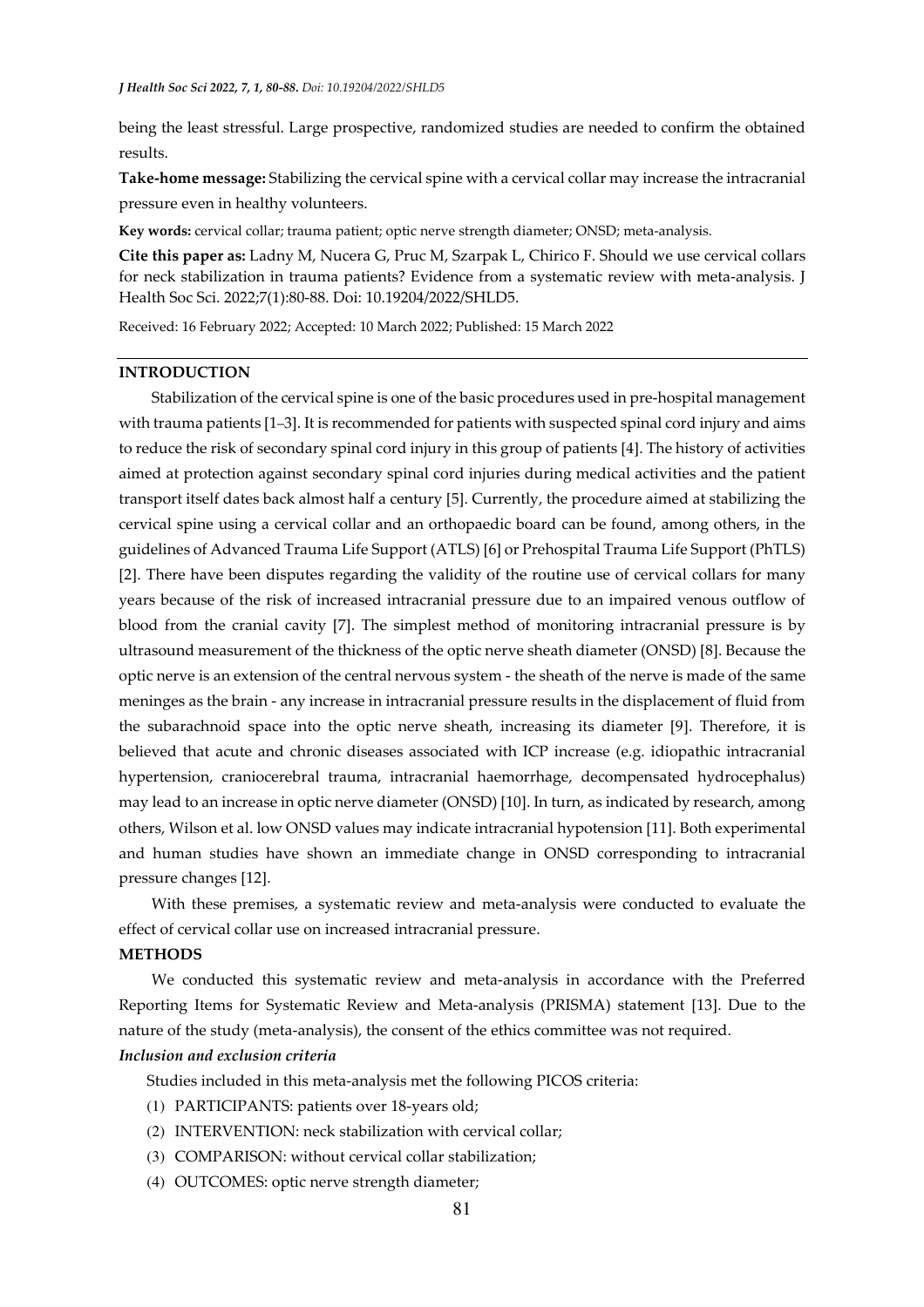being the least stressful. Large prospective, randomized studies are needed to confirm the obtained results.

**Take-home message:** Stabilizing the cervical spine with a cervical collar may increase the intracranial pressure even in healthy volunteers.

**Key words:** cervical collar; trauma patient; optic nerve strength diameter; ONSD; meta-analysis.

**Cite this paper as:** Ladny M, Nucera G, Pruc M, Szarpak L, Chirico F. Should we use cervical collars for neck stabilization in trauma patients? Evidence from a systematic review with meta-analysis. J Health Soc Sci. 2022;7(1):80-88. Doi: 10.19204/2022/SHLD5.

Received: 16 February 2022; Accepted: 10 March 2022; Published: 15 March 2022

## INTRODUCTION

Stabilization of the cervical spine is one of the basic procedures used in pre-hospital management with trauma patients [1–3]. It is recommended for patients with suspected spinal cord injury and aims to reduce the risk of secondary spinal cord injury in this group of patients [4]. The history of activities aimed at protection against secondary spinal cord injuries during medical activities and the patient transport itself dates back almost half a century [5]. Currently, the procedure aimed at stabilizing the cervical spine using a cervical collar and an orthopaedic board can be found, among others, in the guidelines of Advanced Trauma Life Support (ATLS) [6] or Prehospital Trauma Life Support (PhTLS) [2]. There have been disputes regarding the validity of the routine use of cervical collars for many years because of the risk of increased intracranial pressure due to an impaired venous outflow of blood from the cranial cavity [7]. The simplest method of monitoring intracranial pressure is by ultrasound measurement of the thickness of the optic nerve sheath diameter (ONSD) [8]. Because the optic nerve is an extension of the central nervous system - the sheath of the nerve is made of the same meninges as the brain - any increase in intracranial pressure results in the displacement of fluid from the subarachnoid space into the optic nerve sheath, increasing its diameter [9]. Therefore, it is believed that acute and chronic diseases associated with ICP increase (e.g. idiopathic intracranial hypertension, craniocerebral trauma, intracranial haemorrhage, decompensated hydrocephalus) may lead to an increase in optic nerve diameter (ONSD) [10]. In turn, as indicated by research, among others, Wilson et al. low ONSD values may indicate intracranial hypotension [11]. Both experimental and human studies have shown an immediate change in ONSD corresponding to intracranial pressure changes [12].

With these premises, a systematic review and meta-analysis were conducted to evaluate the effect of cervical collar use on increased intracranial pressure.

## METHODS

We conducted this systematic review and meta-analysis in accordance with the Preferred Reporting Items for Systematic Review and Meta-analysis (PRISMA) statement [13]. Due to the nature of the study (meta-analysis), the consent of the ethics committee was not required.

### *Inclusion and exclusion criteria*

Studies included in this meta-analysis met the following PICOS criteria:

(1) PARTICIPANTS: patients over 18-years old;
(2) INTERVENTION: neck stabilization with cervical collar;
(3) COMPARISON: without cervical collar stabilization;
(4) OUTCOMES: optic nerve strength diameter;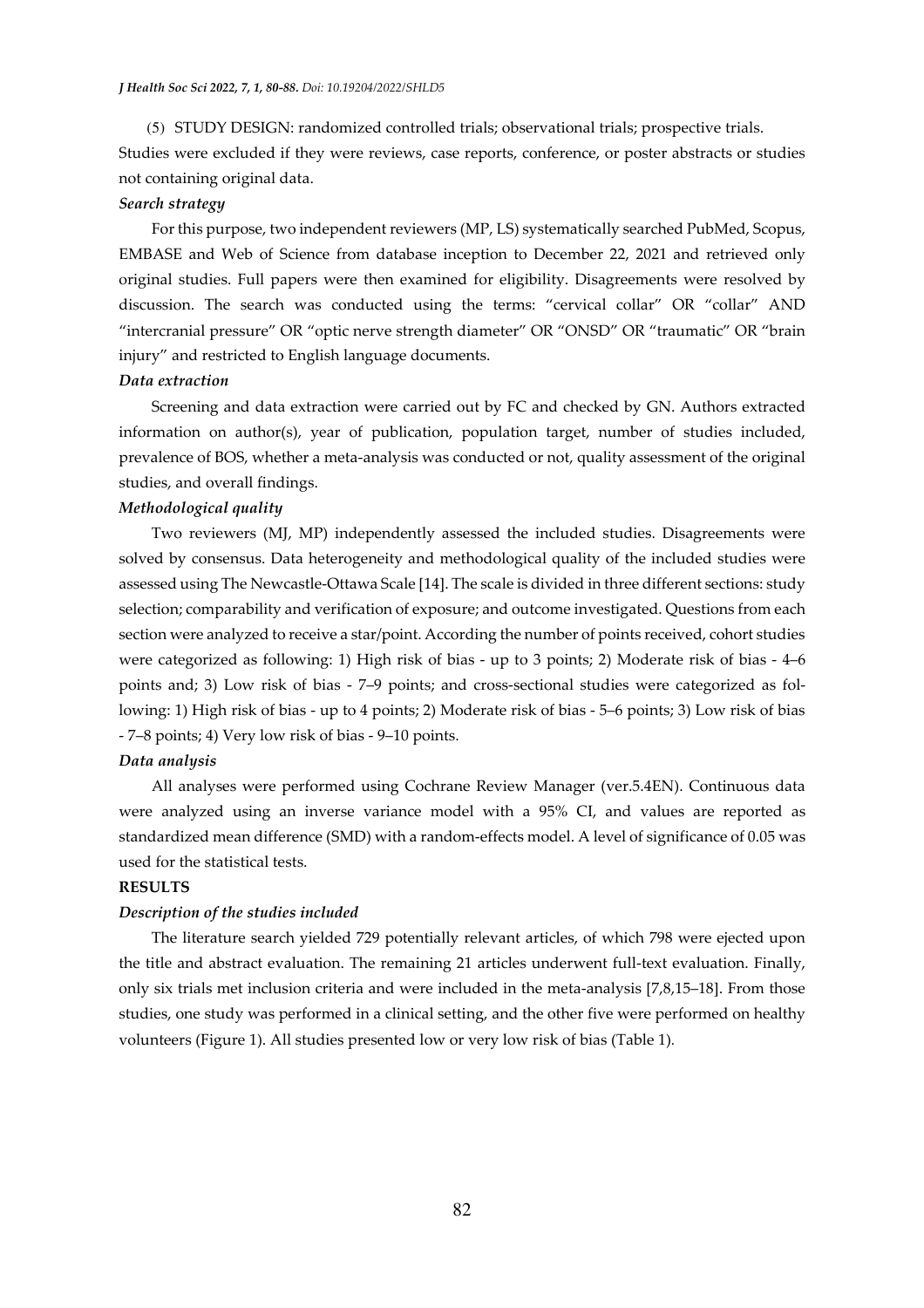(5) STUDY DESIGN: randomized controlled trials; observational trials; prospective trials.

Studies were excluded if they were reviews, case reports, conference, or poster abstracts or studies not containing original data.

### *Search strategy*

For this purpose, two independent reviewers (MP, LS) systematically searched PubMed, Scopus, EMBASE and Web of Science from database inception to December 22, 2021 and retrieved only original studies. Full papers were then examined for eligibility. Disagreements were resolved by discussion. The search was conducted using the terms: "cervical collar" OR "collar" AND "intercranial pressure" OR "optic nerve strength diameter" OR "ONSD" OR "traumatic" OR "brain injury" and restricted to English language documents.

### *Data extraction*

Screening and data extraction were carried out by FC and checked by GN. Authors extracted information on author(s), year of publication, population target, number of studies included, prevalence of BOS, whether a meta-analysis was conducted or not, quality assessment of the original studies, and overall findings.

### *Methodological quality*

Two reviewers (MJ, MP) independently assessed the included studies. Disagreements were solved by consensus. Data heterogeneity and methodological quality of the included studies were assessed using The Newcastle-Ottawa Scale [14]. The scale is divided in three different sections: study selection; comparability and verification of exposure; and outcome investigated. Questions from each section were analyzed to receive a star/point. According the number of points received, cohort studies were categorized as following: 1) High risk of bias - up to 3 points; 2) Moderate risk of bias - 4–6 points and; 3) Low risk of bias - 7–9 points; and cross-sectional studies were categorized as following: 1) High risk of bias - up to 4 points; 2) Moderate risk of bias - 5–6 points; 3) Low risk of bias - 7–8 points; 4) Very low risk of bias - 9–10 points.

### *Data analysis*

All analyses were performed using Cochrane Review Manager (ver.5.4EN). Continuous data were analyzed using an inverse variance model with a 95% CI, and values are reported as standardized mean difference (SMD) with a random-effects model. A level of significance of 0.05 was used for the statistical tests.

## RESULTS

### *Description of the studies included*

The literature search yielded 729 potentially relevant articles, of which 798 were ejected upon the title and abstract evaluation. The remaining 21 articles underwent full-text evaluation. Finally, only six trials met inclusion criteria and were included in the meta-analysis [7,8,15–18]. From those studies, one study was performed in a clinical setting, and the other five were performed on healthy volunteers (Figure 1). All studies presented low or very low risk of bias (Table 1).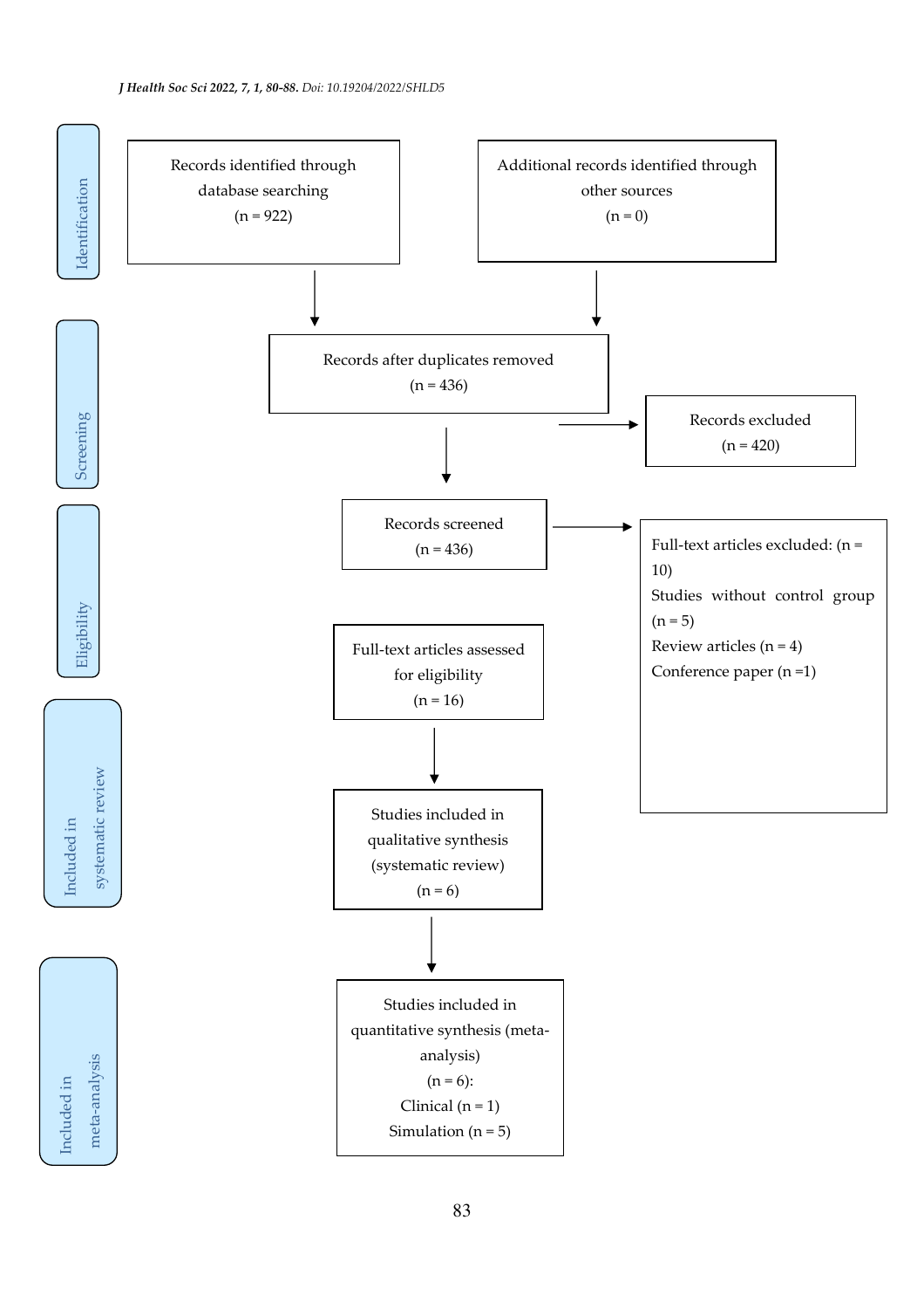**Identification**

Records identified through database searching
(n = 922)

Additional records identified through other sources
(n = 0)

**Screening**

Records after duplicates removed
(n = 436)

Records excluded
(n = 420)

Records screened
(n = 436)

**Eligibility**

Full-text articles excluded: (n = 10)
Studies without control group (n = 5)
Review articles (n = 4)
Conference paper (n =1)

Full-text articles assessed for eligibility
(n = 16)

**Included in systematic review**

Studies included in qualitative synthesis (systematic review)
(n = 6)

**Included in meta-analysis**

Studies included in quantitative synthesis (meta-analysis)
(n = 6):
Clinical (n = 1)
Simulation (n = 5)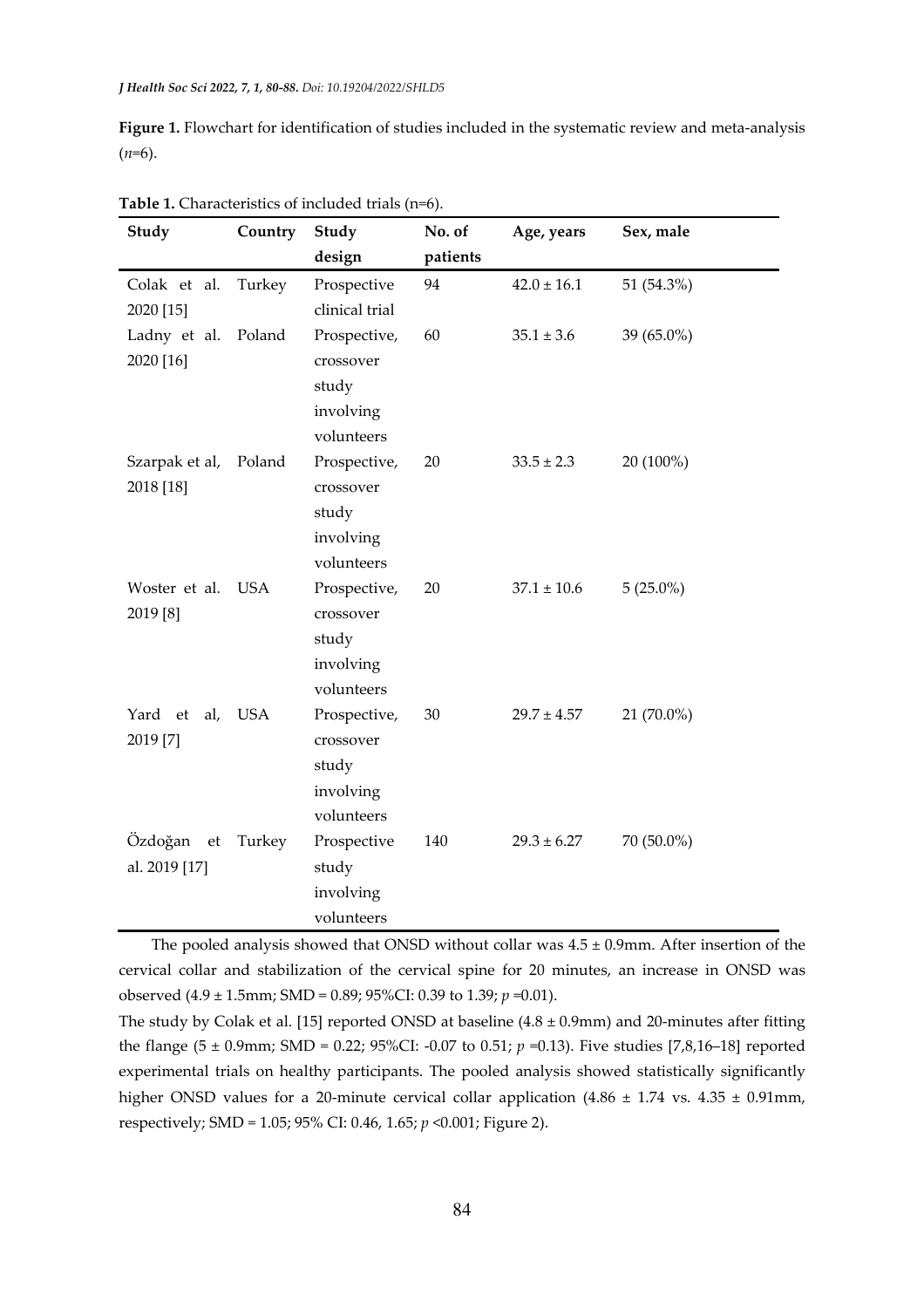**Figure 1.** Flowchart for identification of studies included in the systematic review and meta-analysis ($n$=6).

**Table 1.** Characteristics of included trials (n=6).

| Study | Country | Study design | No. of patients | Age, years | Sex, male |
|---|---|---|---|---|---|
| Colak et al. 2020 [15] | Turkey | Prospective clinical trial | 94 | 42.0 ± 16.1 | 51 (54.3%) |
| Ladny et al. 2020 [16] | Poland | Prospective, crossover study involving volunteers | 60 | 35.1 ± 3.6 | 39 (65.0%) |
| Szarpak et al, 2018 [18] | Poland | Prospective, crossover study involving volunteers | 20 | 33.5 ± 2.3 | 20 (100%) |
| Woster et al. 2019 [8] | USA | Prospective, crossover study involving volunteers | 20 | 37.1 ± 10.6 | 5 (25.0%) |
| Yard et al, 2019 [7] | USA | Prospective, crossover study involving volunteers | 30 | 29.7 ± 4.57 | 21 (70.0%) |
| Özdoğan et al. 2019 [17] | Turkey | Prospective study involving volunteers | 140 | 29.3 ± 6.27 | 70 (50.0%) |

The pooled analysis showed that ONSD without collar was 4.5 ± 0.9mm. After insertion of the cervical collar and stabilization of the cervical spine for 20 minutes, an increase in ONSD was observed (4.9 ± 1.5mm; SMD = 0.89; 95%CI: 0.39 to 1.39; $p$ =0.01).

The study by Colak et al. [15] reported ONSD at baseline (4.8 ± 0.9mm) and 20-minutes after fitting the flange (5 ± 0.9mm; SMD = 0.22; 95%CI: -0.07 to 0.51; $p$ =0.13). Five studies [7,8,16–18] reported experimental trials on healthy participants. The pooled analysis showed statistically significantly higher ONSD values for a 20-minute cervical collar application (4.86 ± 1.74 vs. 4.35 ± 0.91mm, respectively; SMD = 1.05; 95% CI: 0.46, 1.65; $p$ <0.001; Figure 2).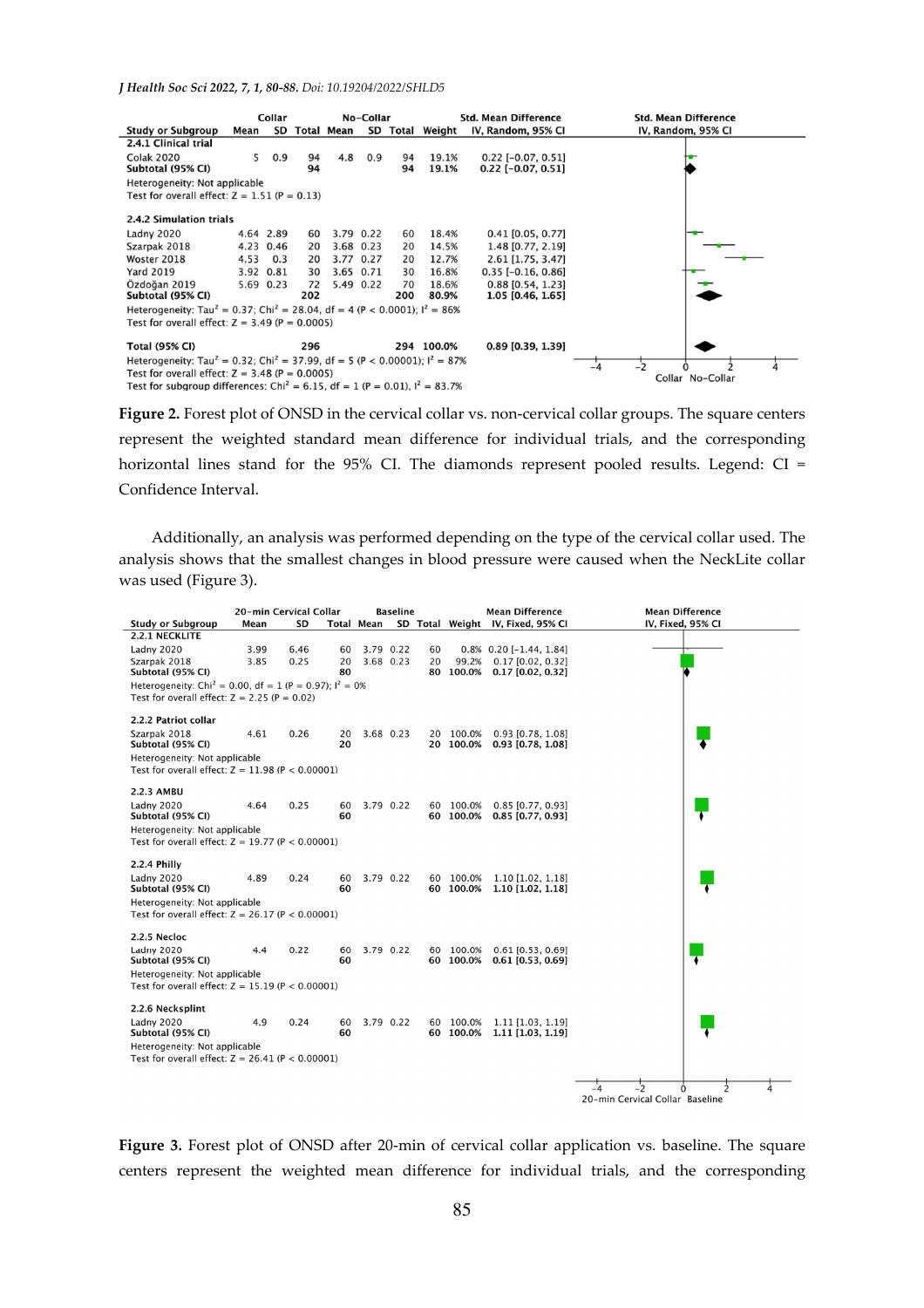| Study or Subgroup | Collar Mean | Collar SD | Collar Total | No-Collar Mean | No-Collar SD | No-Collar Total | Weight | Std. Mean Difference IV, Random, 95% CI |
|---|---|---|---|---|---|---|---|---|
| **2.4.1 Clinical trial** | | | | | | | | |
| Colak 2020 | 5 | 0.9 | 94 | 4.8 | 0.9 | 94 | 19.1% | 0.22 [−0.07, 0.51] |
| **Subtotal (95% CI)** | | | **94** | | | **94** | **19.1%** | **0.22 [−0.07, 0.51]** |
| Heterogeneity: Not applicable | | | | | | | | |
| Test for overall effect: Z = 1.51 (P = 0.13) | | | | | | | | |
| **2.4.2 Simulation trials** | | | | | | | | |
| Ladny 2020 | 4.64 | 2.89 | 60 | 3.79 | 0.22 | 60 | 18.4% | 0.41 [0.05, 0.77] |
| Szarpak 2018 | 4.23 | 0.46 | 20 | 3.68 | 0.23 | 20 | 14.5% | 1.48 [0.77, 2.19] |
| Woster 2018 | 4.53 | 0.3 | 20 | 3.77 | 0.27 | 20 | 12.7% | 2.61 [1.75, 3.47] |
| Yard 2019 | 3.92 | 0.81 | 30 | 3.65 | 0.71 | 30 | 16.8% | 0.35 [−0.16, 0.86] |
| Özdoğan 2019 | 5.69 | 0.23 | 72 | 5.49 | 0.22 | 70 | 18.6% | 0.88 [0.54, 1.23] |
| **Subtotal (95% CI)** | | | **202** | | | **200** | **80.9%** | **1.05 [0.46, 1.65]** |
| Heterogeneity: Tau² = 0.37; Chi² = 28.04, df = 4 (P < 0.0001); I² = 86% | | | | | | | | |
| Test for overall effect: Z = 3.49 (P = 0.0005) | | | | | | | | |
| **Total (95% CI)** | | | **296** | | | **294** | **100.0%** | **0.89 [0.39, 1.39]** |
| Heterogeneity: Tau² = 0.32; Chi² = 37.99, df = 5 (P < 0.00001); I² = 87% | | | | | | | | |
| Test for overall effect: Z = 3.48 (P = 0.0005) | | | | | | | | |
| Test for subgroup differences: Chi² = 6.15, df = 1 (P = 0.01), I² = 83.7% | | | | | | | | |

**Figure 2.** Forest plot of ONSD in the cervical collar vs. non-cervical collar groups. The square centers represent the weighted standard mean difference for individual trials, and the corresponding horizontal lines stand for the 95% CI. The diamonds represent pooled results. Legend: CI = Confidence Interval.

Additionally, an analysis was performed depending on the type of the cervical collar used. The analysis shows that the smallest changes in blood pressure were caused when the NeckLite collar was used (Figure 3).

| Study or Subgroup | 20-min Cervical Collar Mean | 20-min Cervical Collar SD | 20-min Cervical Collar Total | Baseline Mean | Baseline SD | Baseline Total | Weight | Mean Difference IV, Fixed, 95% CI |
|---|---|---|---|---|---|---|---|---|
| **2.2.1 NECKLITE** | | | | | | | | |
| Ladny 2020 | 3.99 | 6.46 | 60 | 3.79 | 0.22 | 60 | 0.8% | 0.20 [−1.44, 1.84] |
| Szarpak 2018 | 3.85 | 0.25 | 20 | 3.68 | 0.23 | 20 | 99.2% | 0.17 [0.02, 0.32] |
| **Subtotal (95% CI)** | | | **80** | | | **80** | **100.0%** | **0.17 [0.02, 0.32]** |
| Heterogeneity: Chi² = 0.00, df = 1 (P = 0.97); I² = 0% | | | | | | | | |
| Test for overall effect: Z = 2.25 (P = 0.02) | | | | | | | | |
| **2.2.2 Patriot collar** | | | | | | | | |
| Szarpak 2018 | 4.61 | 0.26 | 20 | 3.68 | 0.23 | 20 | 100.0% | 0.93 [0.78, 1.08] |
| **Subtotal (95% CI)** | | | **20** | | | **20** | **100.0%** | **0.93 [0.78, 1.08]** |
| Heterogeneity: Not applicable | | | | | | | | |
| Test for overall effect: Z = 11.98 (P < 0.00001) | | | | | | | | |
| **2.2.3 AMBU** | | | | | | | | |
| Ladny 2020 | 4.64 | 0.25 | 60 | 3.79 | 0.22 | 60 | 100.0% | 0.85 [0.77, 0.93] |
| **Subtotal (95% CI)** | | | **60** | | | **60** | **100.0%** | **0.85 [0.77, 0.93]** |
| Heterogeneity: Not applicable | | | | | | | | |
| Test for overall effect: Z = 19.77 (P < 0.00001) | | | | | | | | |
| **2.2.4 Philly** | | | | | | | | |
| Ladny 2020 | 4.89 | 0.24 | 60 | 3.79 | 0.22 | 60 | 100.0% | 1.10 [1.02, 1.18] |
| **Subtotal (95% CI)** | | | **60** | | | **60** | **100.0%** | **1.10 [1.02, 1.18]** |
| Heterogeneity: Not applicable | | | | | | | | |
| Test for overall effect: Z = 26.17 (P < 0.00001) | | | | | | | | |
| **2.2.5 Necloc** | | | | | | | | |
| Ladny 2020 | 4.4 | 0.22 | 60 | 3.79 | 0.22 | 60 | 100.0% | 0.61 [0.53, 0.69] |
| **Subtotal (95% CI)** | | | **60** | | | **60** | **100.0%** | **0.61 [0.53, 0.69]** |
| Heterogeneity: Not applicable | | | | | | | | |
| Test for overall effect: Z = 15.19 (P < 0.00001) | | | | | | | | |
| **2.2.6 Necksplint** | | | | | | | | |
| Ladny 2020 | 4.9 | 0.24 | 60 | 3.79 | 0.22 | 60 | 100.0% | 1.11 [1.03, 1.19] |
| **Subtotal (95% CI)** | | | **60** | | | **60** | **100.0%** | **1.11 [1.03, 1.19]** |
| Heterogeneity: Not applicable | | | | | | | | |
| Test for overall effect: Z = 26.41 (P < 0.00001) | | | | | | | | |

**Figure 3.** Forest plot of ONSD after 20-min of cervical collar application vs. baseline. The square centers represent the weighted mean difference for individual trials, and the corresponding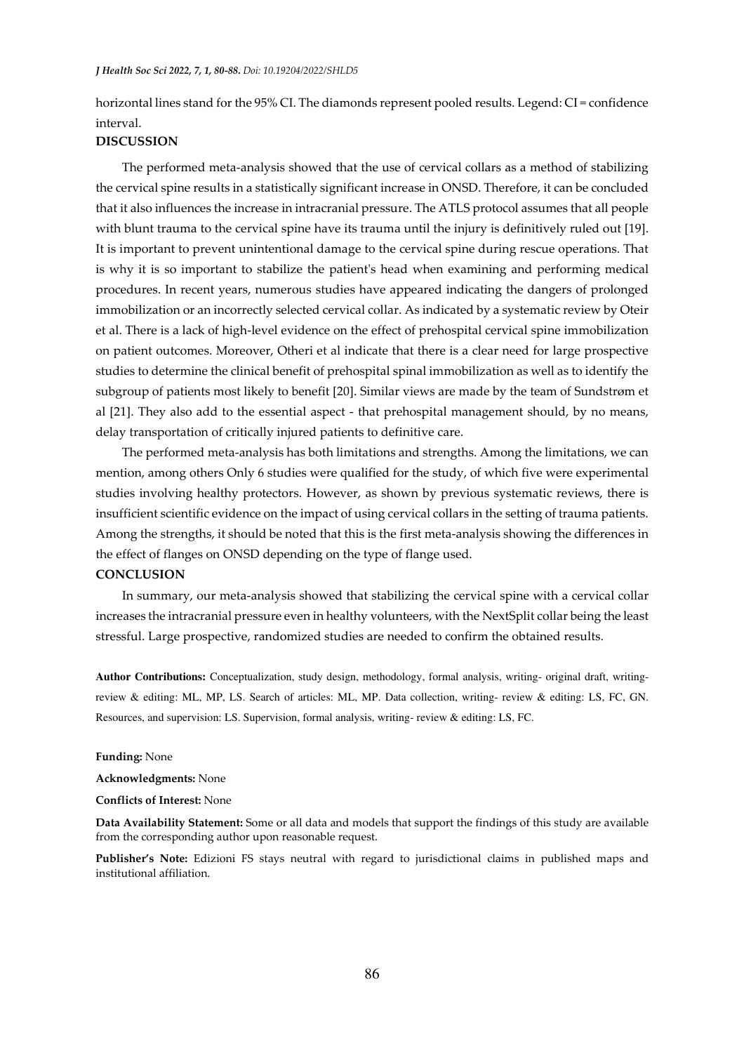horizontal lines stand for the 95% CI. The diamonds represent pooled results. Legend: CI = confidence interval.

## DISCUSSION

The performed meta-analysis showed that the use of cervical collars as a method of stabilizing the cervical spine results in a statistically significant increase in ONSD. Therefore, it can be concluded that it also influences the increase in intracranial pressure. The ATLS protocol assumes that all people with blunt trauma to the cervical spine have its trauma until the injury is definitively ruled out [19]. It is important to prevent unintentional damage to the cervical spine during rescue operations. That is why it is so important to stabilize the patient's head when examining and performing medical procedures. In recent years, numerous studies have appeared indicating the dangers of prolonged immobilization or an incorrectly selected cervical collar. As indicated by a systematic review by Oteir et al. There is a lack of high-level evidence on the effect of prehospital cervical spine immobilization on patient outcomes. Moreover, Otheri et al indicate that there is a clear need for large prospective studies to determine the clinical benefit of prehospital spinal immobilization as well as to identify the subgroup of patients most likely to benefit [20]. Similar views are made by the team of Sundstrøm et al [21]. They also add to the essential aspect - that prehospital management should, by no means, delay transportation of critically injured patients to definitive care.

The performed meta-analysis has both limitations and strengths. Among the limitations, we can mention, among others Only 6 studies were qualified for the study, of which five were experimental studies involving healthy protectors. However, as shown by previous systematic reviews, there is insufficient scientific evidence on the impact of using cervical collars in the setting of trauma patients. Among the strengths, it should be noted that this is the first meta-analysis showing the differences in the effect of flanges on ONSD depending on the type of flange used.

## CONCLUSION

In summary, our meta-analysis showed that stabilizing the cervical spine with a cervical collar increases the intracranial pressure even in healthy volunteers, with the NextSplit collar being the least stressful. Large prospective, randomized studies are needed to confirm the obtained results.

**Author Contributions:** Conceptualization, study design, methodology, formal analysis, writing- original draft, writing-review & editing: ML, MP, LS. Search of articles: ML, MP. Data collection, writing- review & editing: LS, FC, GN. Resources, and supervision: LS. Supervision, formal analysis, writing- review & editing: LS, FC.

**Funding:** None

**Acknowledgments:** None

**Conflicts of Interest:** None

**Data Availability Statement:** Some or all data and models that support the findings of this study are available from the corresponding author upon reasonable request.

**Publisher's Note:** Edizioni FS stays neutral with regard to jurisdictional claims in published maps and institutional affiliation.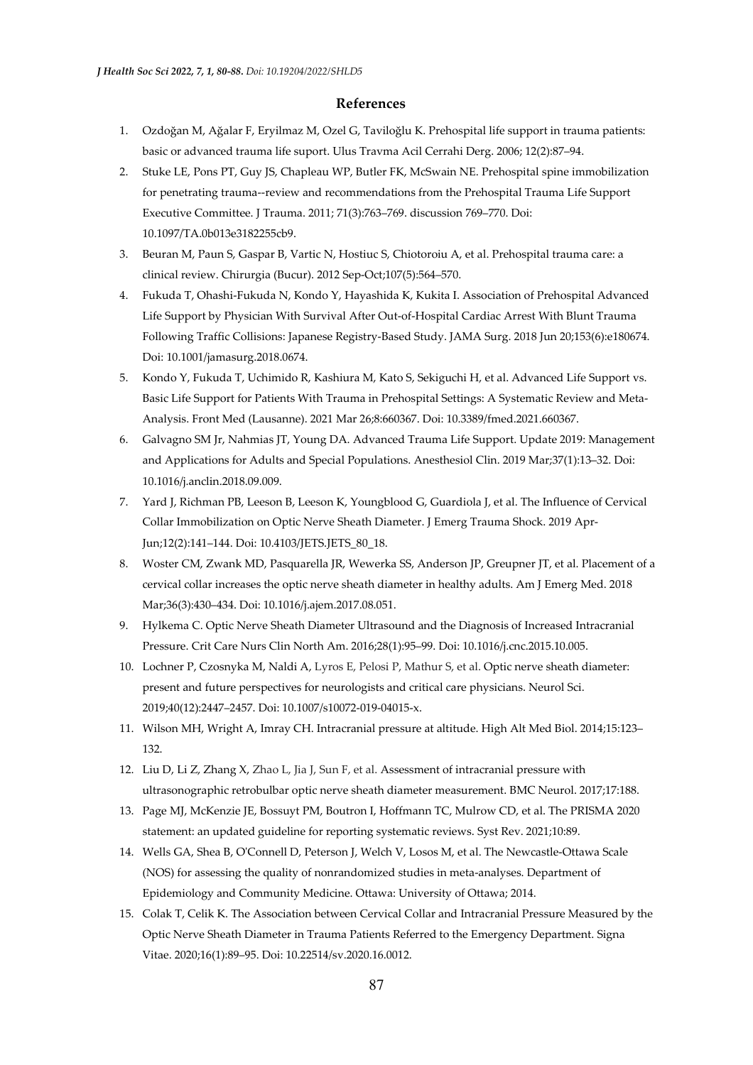## References

1. Ozdoğan M, Ağalar F, Eryilmaz M, Ozel G, Taviloğlu K. Prehospital life support in trauma patients: basic or advanced trauma life suport. Ulus Travma Acil Cerrahi Derg. 2006; 12(2):87–94.
2. Stuke LE, Pons PT, Guy JS, Chapleau WP, Butler FK, McSwain NE. Prehospital spine immobilization for penetrating trauma--review and recommendations from the Prehospital Trauma Life Support Executive Committee. J Trauma. 2011; 71(3):763–769. discussion 769–770. Doi: 10.1097/TA.0b013e3182255cb9.
3. Beuran M, Paun S, Gaspar B, Vartic N, Hostiuc S, Chiotoroiu A, et al. Prehospital trauma care: a clinical review. Chirurgia (Bucur). 2012 Sep-Oct;107(5):564–570.
4. Fukuda T, Ohashi-Fukuda N, Kondo Y, Hayashida K, Kukita I. Association of Prehospital Advanced Life Support by Physician With Survival After Out-of-Hospital Cardiac Arrest With Blunt Trauma Following Traffic Collisions: Japanese Registry-Based Study. JAMA Surg. 2018 Jun 20;153(6):e180674. Doi: 10.1001/jamasurg.2018.0674.
5. Kondo Y, Fukuda T, Uchimido R, Kashiura M, Kato S, Sekiguchi H, et al. Advanced Life Support vs. Basic Life Support for Patients With Trauma in Prehospital Settings: A Systematic Review and Meta-Analysis. Front Med (Lausanne). 2021 Mar 26;8:660367. Doi: 10.3389/fmed.2021.660367.
6. Galvagno SM Jr, Nahmias JT, Young DA. Advanced Trauma Life Support. Update 2019: Management and Applications for Adults and Special Populations. Anesthesiol Clin. 2019 Mar;37(1):13–32. Doi: 10.1016/j.anclin.2018.09.009.
7. Yard J, Richman PB, Leeson B, Leeson K, Youngblood G, Guardiola J, et al. The Influence of Cervical Collar Immobilization on Optic Nerve Sheath Diameter. J Emerg Trauma Shock. 2019 Apr-Jun;12(2):141–144. Doi: 10.4103/JETS.JETS_80_18.
8. Woster CM, Zwank MD, Pasquarella JR, Wewerka SS, Anderson JP, Greupner JT, et al. Placement of a cervical collar increases the optic nerve sheath diameter in healthy adults. Am J Emerg Med. 2018 Mar;36(3):430–434. Doi: 10.1016/j.ajem.2017.08.051.
9. Hylkema C. Optic Nerve Sheath Diameter Ultrasound and the Diagnosis of Increased Intracranial Pressure. Crit Care Nurs Clin North Am. 2016;28(1):95–99. Doi: 10.1016/j.cnc.2015.10.005.
10. Lochner P, Czosnyka M, Naldi A, Lyros E, Pelosi P, Mathur S, et al. Optic nerve sheath diameter: present and future perspectives for neurologists and critical care physicians. Neurol Sci. 2019;40(12):2447–2457. Doi: 10.1007/s10072-019-04015-x.
11. Wilson MH, Wright A, Imray CH. Intracranial pressure at altitude. High Alt Med Biol. 2014;15:123–132.
12. Liu D, Li Z, Zhang X, Zhao L, Jia J, Sun F, et al. Assessment of intracranial pressure with ultrasonographic retrobulbar optic nerve sheath diameter measurement. BMC Neurol. 2017;17:188.
13. Page MJ, McKenzie JE, Bossuyt PM, Boutron I, Hoffmann TC, Mulrow CD, et al. The PRISMA 2020 statement: an updated guideline for reporting systematic reviews. Syst Rev. 2021;10:89.
14. Wells GA, Shea B, O'Connell D, Peterson J, Welch V, Losos M, et al. The Newcastle-Ottawa Scale (NOS) for assessing the quality of nonrandomized studies in meta-analyses. Department of Epidemiology and Community Medicine. Ottawa: University of Ottawa; 2014.
15. Colak T, Celik K. The Association between Cervical Collar and Intracranial Pressure Measured by the Optic Nerve Sheath Diameter in Trauma Patients Referred to the Emergency Department. Signa Vitae. 2020;16(1):89–95. Doi: 10.22514/sv.2020.16.0012.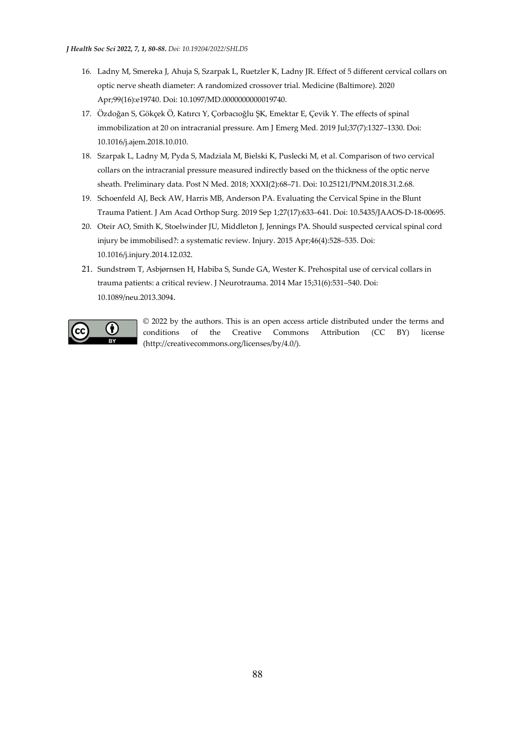16. Ladny M, Smereka J, Ahuja S, Szarpak L, Ruetzler K, Ladny JR. Effect of 5 different cervical collars on optic nerve sheath diameter: A randomized crossover trial. Medicine (Baltimore). 2020 Apr;99(16):e19740. Doi: 10.1097/MD.0000000000019740.
17. Özdoğan S, Gökçek Ö, Katırcı Y, Çorbacıoğlu ŞK, Emektar E, Çevik Y. The effects of spinal immobilization at 20 on intracranial pressure. Am J Emerg Med. 2019 Jul;37(7):1327–1330. Doi: 10.1016/j.ajem.2018.10.010.
18. Szarpak L, Ladny M, Pyda S, Madziala M, Bielski K, Puslecki M, et al. Comparison of two cervical collars on the intracranial pressure measured indirectly based on the thickness of the optic nerve sheath. Preliminary data. Post N Med. 2018; XXXI(2):68–71. Doi: 10.25121/PNM.2018.31.2.68.
19. Schoenfeld AJ, Beck AW, Harris MB, Anderson PA. Evaluating the Cervical Spine in the Blunt Trauma Patient. J Am Acad Orthop Surg. 2019 Sep 1;27(17):633–641. Doi: 10.5435/JAAOS-D-18-00695.
20. Oteir AO, Smith K, Stoelwinder JU, Middleton J, Jennings PA. Should suspected cervical spinal cord injury be immobilised?: a systematic review. Injury. 2015 Apr;46(4):528–535. Doi: 10.1016/j.injury.2014.12.032.
21. Sundstrøm T, Asbjørnsen H, Habiba S, Sunde GA, Wester K. Prehospital use of cervical collars in trauma patients: a critical review. J Neurotrauma. 2014 Mar 15;31(6):531–540. Doi: 10.1089/neu.2013.3094.

© 2022 by the authors. This is an open access article distributed under the terms and conditions of the Creative Commons Attribution (CC BY) license (http://creativecommons.org/licenses/by/4.0/).